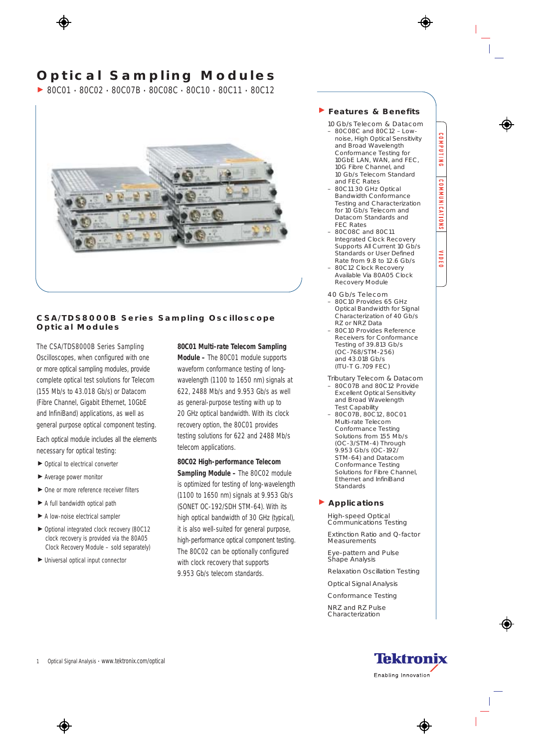# Optical Sampling Modules

► 80C01 · 80C02 · 80C07B · 80C08C · 80C10 · 80C11 · 80C12

## CSA/TDS8000B Series Sampling Oscilloscope Optical Modules

The CSA/TDS8000B Series Sampling Oscilloscopes, when configured with one or more optical sampling modules, provide complete optical test solutions for Telecom (155 Mb/s to 43.018 Gb/s) or Datacom (Fibre Channel, Gigabit Ethernet, 10GbE and InfiniBand) applications, as well as general purpose optical component testing.

Each optical module includes all the elements necessary for optical testing:

- Optical to electrical converter
- Average power monitor
- One or more reference receiver filters
- A full bandwidth optical path
- A low-noise electrical sampler
- Optional integrated clock recovery (80C12 clock recovery is provided via the 80A05 Clock Recovery Module – sold separately)
- Universal optical input connector

**80C01 Multi-rate Telecom Sampling Module –** The 80C01 module supports waveform conformance testing of long-wavelength (1100 to 1650 nm) signals at 622, 2488 Mb/s and 9.953 Gb/s as well as general-purpose testing with up to 20 GHz optical bandwidth. With its clock recovery option, the 80C01 provides testing solutions for 622 and 2488 Mb/s telecom applications.

**80C02 High-performance Telecom Sampling Module –** The 80C02 module is optimized for testing of long-wavelength (1100 to 1650 nm) signals at 9.953 Gb/s (SONET OC-192/SDH STM-64). With its high optical bandwidth of 30 GHz (typical), it is also well-suited for general purpose, high-performance optical component testing. The 80C02 can be optionally configured with clock recovery that supports 9.953 Gb/s telecom standards.

## Features & Benefits

10 Gb/s Telecom & Datacom

- 80C08C and 80C12 – Low-noise, High Optical Sensitivity and Broad Wavelength Conformance Testing for 10GbE LAN, WAN, and FEC, 10G Fibre Channel, and 10 Gb/s Telecom Standard and FEC Rates
- 80C11 30 GHz Optical Bandwidth Conformance Testing and Characterization for 10 Gb/s Telecom and Datacom Standards and FEC Rates
- 80C08C and 80C11 Integrated Clock Recovery Supports All Current 10 Gb/s Standards or User Defined Rate from 9.8 to 12.6 Gb/s
- 80C12 Clock Recovery Available Via 80A05 Clock Recovery Module

40 Gb/s Telecom

- 80C10 Provides 65 GHz Optical Bandwidth for Signal Characterization of 40 Gb/s RZ or NRZ Data
- 80C10 Provides Reference Receivers for Conformance Testing of 39.813 Gb/s (OC-768/STM-256) and 43.018 Gb/s (ITU-T G.709 FEC)

Tributary Telecom & Datacom

- 80C07B and 80C12 Provide Excellent Optical Sensitivity and Broad Wavelength Test Capability
- 80C07B, 80C12, 80C01 Multi-rate Telecom Conformance Testing Solutions from 155 Mb/s (OC-3/STM-4) Through 9.953 Gb/s (OC-192/STM-64) and Datacom Conformance Testing Solutions for Fibre Channel, Ethernet and InfiniBand Standards

## Applications

High-speed Optical Communications Testing

Extinction Ratio and Q-factor Measurements

Eye-pattern and Pulse Shape Analysis

Relaxation Oscillation Testing

Optical Signal Analysis

Conformance Testing

NRZ and RZ Pulse Characterization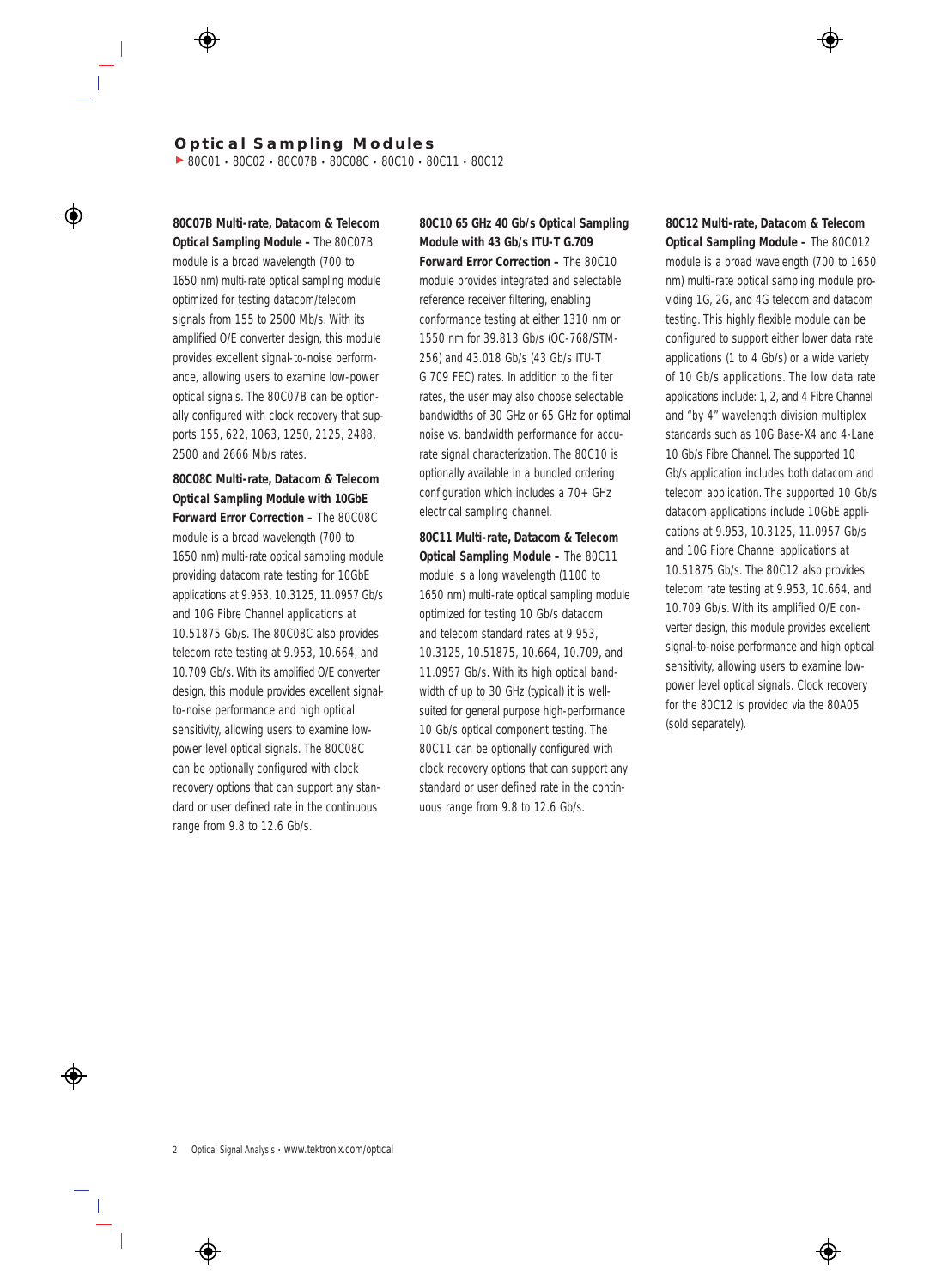## Optical Sampling Modules

80C01 • 80C02 • 80C07B • 80C08C • 80C10 • 80C11 • 80C12

**80C07B Multi-rate, Datacom & Telecom Optical Sampling Module –** The 80C07B module is a broad wavelength (700 to 1650 nm) multi-rate optical sampling module optimized for testing datacom/telecom signals from 155 to 2500 Mb/s. With its amplified O/E converter design, this module provides excellent signal-to-noise performance, allowing users to examine low-power optical signals. The 80C07B can be optionally configured with clock recovery that supports 155, 622, 1063, 1250, 2125, 2488, 2500 and 2666 Mb/s rates.

**80C08C Multi-rate, Datacom & Telecom Optical Sampling Module with 10GbE Forward Error Correction –** The 80C08C module is a broad wavelength (700 to 1650 nm) multi-rate optical sampling module providing datacom rate testing for 10GbE applications at 9.953, 10.3125, 11.0957 Gb/s and 10G Fibre Channel applications at 10.51875 Gb/s. The 80C08C also provides telecom rate testing at 9.953, 10.664, and 10.709 Gb/s. With its amplified O/E converter design, this module provides excellent signal-to-noise performance and high optical sensitivity, allowing users to examine low-power level optical signals. The 80C08C can be optionally configured with clock recovery options that can support any standard or user defined rate in the continuous range from 9.8 to 12.6 Gb/s.

**80C10 65 GHz 40 Gb/s Optical Sampling Module with 43 Gb/s ITU-T G.709 Forward Error Correction –** The 80C10 module provides integrated and selectable reference receiver filtering, enabling conformance testing at either 1310 nm or 1550 nm for 39.813 Gb/s (OC-768/STM-256) and 43.018 Gb/s (43 Gb/s ITU-T G.709 FEC) rates. In addition to the filter rates, the user may also choose selectable bandwidths of 30 GHz or 65 GHz for optimal noise vs. bandwidth performance for accurate signal characterization. The 80C10 is optionally available in a bundled ordering configuration which includes a 70+ GHz electrical sampling channel.

**80C11 Multi-rate, Datacom & Telecom Optical Sampling Module –** The 80C11 module is a long wavelength (1100 to 1650 nm) multi-rate optical sampling module optimized for testing 10 Gb/s datacom and telecom standard rates at 9.953, 10.3125, 10.51875, 10.664, 10.709, and 11.0957 Gb/s. With its high optical bandwidth of up to 30 GHz (typical) it is well-suited for general purpose high-performance 10 Gb/s optical component testing. The 80C11 can be optionally configured with clock recovery options that can support any standard or user defined rate in the continuous range from 9.8 to 12.6 Gb/s.

**80C12 Multi-rate, Datacom & Telecom Optical Sampling Module –** The 80C012 module is a broad wavelength (700 to 1650 nm) multi-rate optical sampling module providing 1G, 2G, and 4G telecom and datacom testing. This highly flexible module can be configured to support either lower data rate applications (1 to 4 Gb/s) or a wide variety of 10 Gb/s applications. The low data rate applications include: 1, 2, and 4 Fibre Channel and "by 4" wavelength division multiplex standards such as 10G Base-X4 and 4-Lane 10 Gb/s Fibre Channel. The supported 10 Gb/s application includes both datacom and telecom application. The supported 10 Gb/s datacom applications include 10GbE applications at 9.953, 10.3125, 11.0957 Gb/s and 10G Fibre Channel applications at 10.51875 Gb/s. The 80C12 also provides telecom rate testing at 9.953, 10.664, and 10.709 Gb/s. With its amplified O/E converter design, this module provides excellent signal-to-noise performance and high optical sensitivity, allowing users to examine low-power level optical signals. Clock recovery for the 80C12 is provided via the 80A05 (sold separately).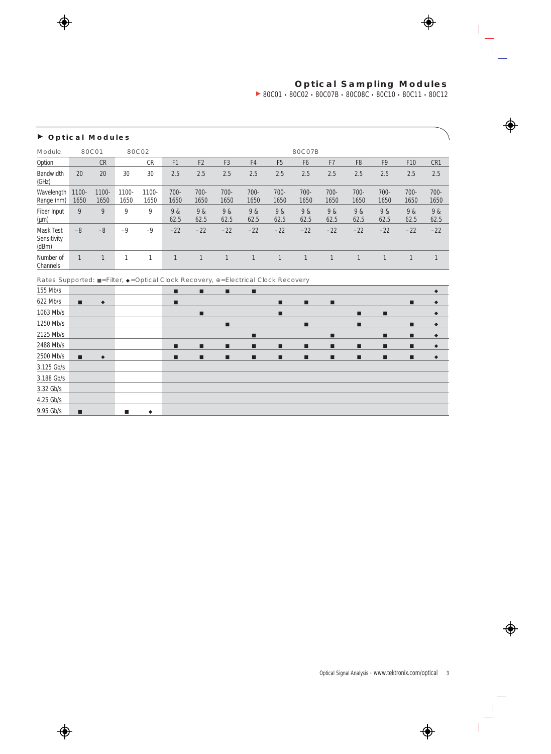# Optical Sampling Modules

80C01 • 80C02 • 80C07B • 80C08C • 80C10 • 80C11 • 80C12

## Optical Modules

| Module | 80C01 | | 80C02 | | 80C07B | | | | | | | | | | |
|---|---|---|---|---|---|---|---|---|---|---|---|---|---|---|---|
| Option | | CR | | CR | F1 | F2 | F3 | F4 | F5 | F6 | F7 | F8 | F9 | F10 | CR1 |
| Bandwidth (GHz) | 20 | 20 | 30 | 30 | 2.5 | 2.5 | 2.5 | 2.5 | 2.5 | 2.5 | 2.5 | 2.5 | 2.5 | 2.5 | 2.5 |
| Wavelength Range (nm) | 1100-1650 | 1100-1650 | 1100-1650 | 1100-1650 | 700-1650 | 700-1650 | 700-1650 | 700-1650 | 700-1650 | 700-1650 | 700-1650 | 700-1650 | 700-1650 | 700-1650 | 700-1650 |
| Fiber Input (µm) | 9 | 9 | 9 | 9 | 9 & 62.5 | 9 & 62.5 | 9 & 62.5 | 9 & 62.5 | 9 & 62.5 | 9 & 62.5 | 9 & 62.5 | 9 & 62.5 | 9 & 62.5 | 9 & 62.5 | 9 & 62.5 |
| Mask Test Sensitivity (dBm) | –8 | –8 | –9 | –9 | –22 | –22 | –22 | –22 | –22 | –22 | –22 | –22 | –22 | –22 | –22 |
| Number of Channels | 1 | 1 | 1 | 1 | 1 | 1 | 1 | 1 | 1 | 1 | 1 | 1 | 1 | 1 | 1 |

Rates Supported: ■=Filter, ◆=Optical Clock Recovery, ⊕=Electrical Clock Recovery

| Rate | 80C01 | 80C01 CR | 80C02 | 80C02 CR | F1 | F2 | F3 | F4 | F5 | F6 | F7 | F8 | F9 | F10 | CR1 |
|---|---|---|---|---|---|---|---|---|---|---|---|---|---|---|---|
| 155 Mb/s | | | | | ■ | ■ | ■ | ■ | | | | | | | ◆ |
| 622 Mb/s | ■ | ◆ | | | ■ | | | | ■ | ■ | ■ | | | ■ | ◆ |
| 1063 Mb/s | | | | | | ■ | | | ■ | | | ■ | ■ | | ◆ |
| 1250 Mb/s | | | | | | | ■ | | | ■ | | ■ | | ■ | ◆ |
| 2125 Mb/s | | | | | | | | ■ | | | ■ | | ■ | ■ | ◆ |
| 2488 Mb/s | | | | | ■ | ■ | ■ | ■ | ■ | ■ | ■ | ■ | ■ | ■ | ◆ |
| 2500 Mb/s | ■ | ◆ | | | ■ | ■ | ■ | ■ | ■ | ■ | ■ | ■ | ■ | ■ | ◆ |
| 3.125 Gb/s | | | | | | | | | | | | | | | |
| 3.188 Gb/s | | | | | | | | | | | | | | | |
| 3.32 Gb/s | | | | | | | | | | | | | | | |
| 4.25 Gb/s | | | | | | | | | | | | | | | |
| 9.95 Gb/s | ■ | | ■ | ◆ | | | | | | | | | | | |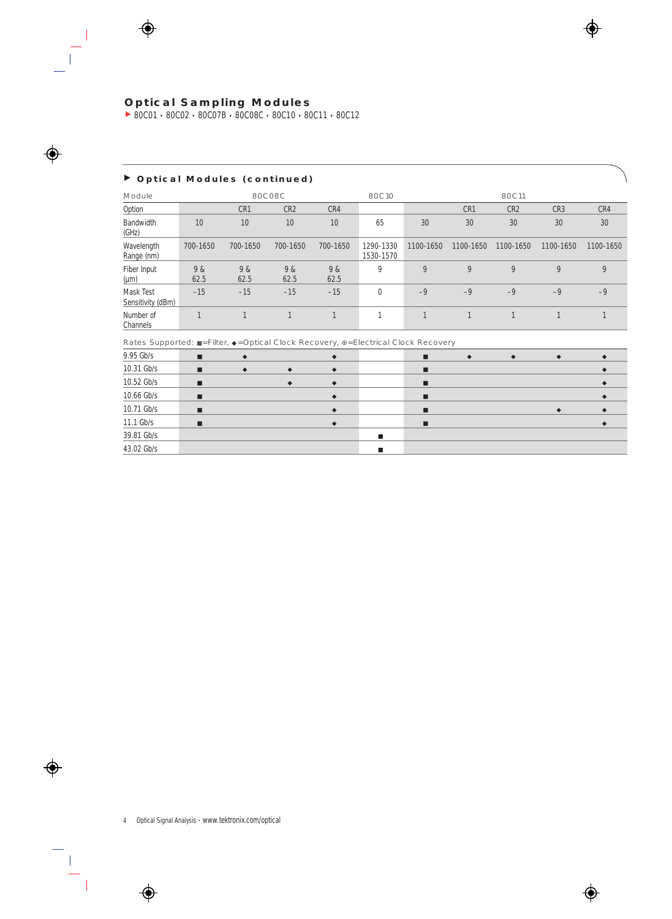# Optical Sampling Modules

▶ 80C01 • 80C02 • 80C07B • 80C08C • 80C10 • 80C11 • 80C12

## ▶ Optical Modules (continued)

| Module | 80C08C | | | | 80C10 | 80C11 | | | | |
|---|---|---|---|---|---|---|---|---|---|---|
| Option | | CR1 | CR2 | CR4 | | | CR1 | CR2 | CR3 | CR4 |
| Bandwidth (GHz) | 10 | 10 | 10 | 10 | 65 | 30 | 30 | 30 | 30 | 30 |
| Wavelength Range (nm) | 700-1650 | 700-1650 | 700-1650 | 700-1650 | 1290-1330 1530-1570 | 1100-1650 | 1100-1650 | 1100-1650 | 1100-1650 | 1100-1650 |
| Fiber Input (μm) | 9 & 62.5 | 9 & 62.5 | 9 & 62.5 | 9 & 62.5 | 9 | 9 | 9 | 9 | 9 | 9 |
| Mask Test Sensitivity (dBm) | –15 | –15 | –15 | –15 | 0 | –9 | –9 | –9 | –9 | –9 |
| Number of Channels | 1 | 1 | 1 | 1 | 1 | 1 | 1 | 1 | 1 | 1 |

Rates Supported: ■=Filter, ◆=Optical Clock Recovery, ⊕=Electrical Clock Recovery

| Rate | 80C08C | CR1 | CR2 | CR4 | 80C10 | 80C11 | CR1 | CR2 | CR3 | CR4 |
|---|---|---|---|---|---|---|---|---|---|---|
| 9.95 Gb/s | ■ | ◆ | | ◆ | | ■ | ◆ | ◆ | ◆ | ◆ |
| 10.31 Gb/s | ■ | ◆ | ◆ | ◆ | | ■ | | | | ◆ |
| 10.52 Gb/s | ■ | | ◆ | ◆ | | ■ | | | | ◆ |
| 10.66 Gb/s | ■ | | | ◆ | | ■ | | | | ◆ |
| 10.71 Gb/s | ■ | | | ◆ | | ■ | | | ◆ | ◆ |
| 11.1 Gb/s | ■ | | | ◆ | | ■ | | | | ◆ |
| 39.81 Gb/s | | | | | ■ | | | | | |
| 43.02 Gb/s | | | | | ■ | | | | | |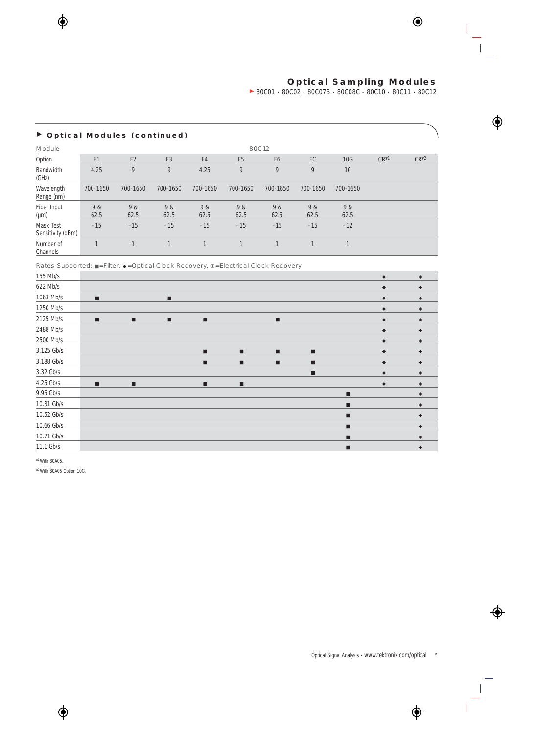## Optical Sampling Modules

80C01 • 80C02 • 80C07B • 80C08C • 80C10 • 80C11 • 80C12

### Optical Modules (continued)

| Module | 80C12 | | | | | | | | | |
|---|---|---|---|---|---|---|---|---|---|---|
| Option | F1 | F2 | F3 | F4 | F5 | F6 | FC | 10G | CR*1 | CR*2 |
| Bandwidth (GHz) | 4.25 | 9 | 9 | 4.25 | 9 | 9 | 9 | 10 | | |
| Wavelength Range (nm) | 700-1650 | 700-1650 | 700-1650 | 700-1650 | 700-1650 | 700-1650 | 700-1650 | 700-1650 | | |
| Fiber Input (µm) | 9 & 62.5 | 9 & 62.5 | 9 & 62.5 | 9 & 62.5 | 9 & 62.5 | 9 & 62.5 | 9 & 62.5 | 9 & 62.5 | | |
| Mask Test Sensitivity (dBm) | –15 | –15 | –15 | –15 | –15 | –15 | –15 | –12 | | |
| Number of Channels | 1 | 1 | 1 | 1 | 1 | 1 | 1 | 1 | | |

Rates Supported: ■=Filter, ◆=Optical Clock Recovery, ⊕=Electrical Clock Recovery

| Rate | F1 | F2 | F3 | F4 | F5 | F6 | FC | 10G | CR*1 | CR*2 |
|---|---|---|---|---|---|---|---|---|---|---|
| 155 Mb/s | | | | | | | | | ◆ | ◆ |
| 622 Mb/s | | | | | | | | | ◆ | ◆ |
| 1063 Mb/s | ■ | | ■ | | | | | | ◆ | ◆ |
| 1250 Mb/s | | | | | | | | | ◆ | ◆ |
| 2125 Mb/s | ■ | ■ | ■ | ■ | | ■ | | | ◆ | ◆ |
| 2488 Mb/s | | | | | | | | | ◆ | ◆ |
| 2500 Mb/s | | | | | | | | | ◆ | ◆ |
| 3.125 Gb/s | | | | ■ | ■ | ■ | ■ | | ◆ | ◆ |
| 3.188 Gb/s | | | | ■ | ■ | ■ | ■ | | ◆ | ◆ |
| 3.32 Gb/s | | | | | | | ■ | | ◆ | ◆ |
| 4.25 Gb/s | ■ | ■ | | ■ | ■ | | | | ◆ | ◆ |
| 9.95 Gb/s | | | | | | | | ■ | | ◆ |
| 10.31 Gb/s | | | | | | | | ■ | | ◆ |
| 10.52 Gb/s | | | | | | | | ■ | | ◆ |
| 10.66 Gb/s | | | | | | | | ■ | | ◆ |
| 10.71 Gb/s | | | | | | | | ■ | | ◆ |
| 11.1 Gb/s | | | | | | | | ■ | | ◆ |

*1 With 80A05.

*2 With 80A05 Option 10G.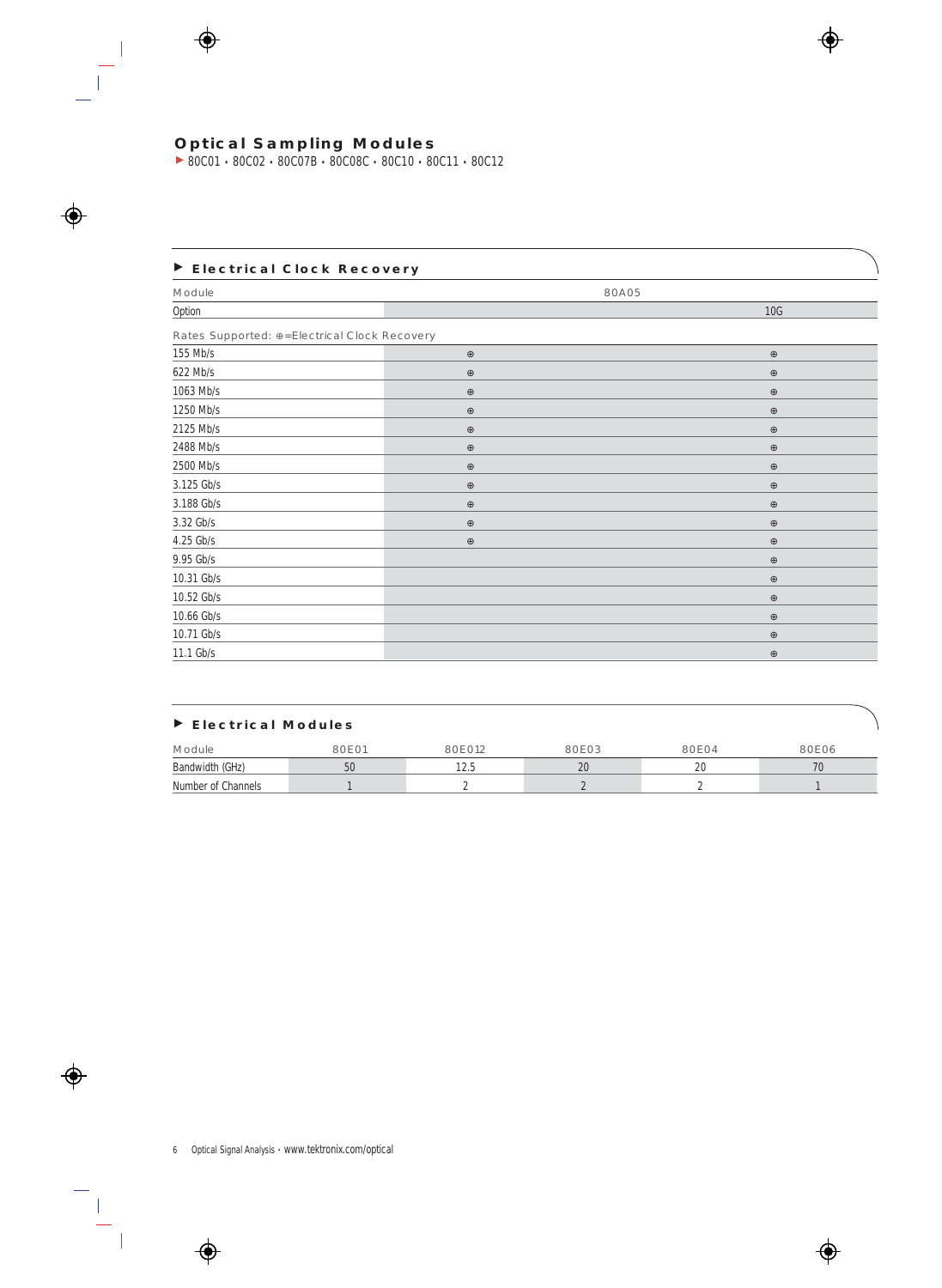# Optical Sampling Modules

▶ 80C01 • 80C02 • 80C07B • 80C08C • 80C10 • 80C11 • 80C12

## ▶ Electrical Clock Recovery

| Module | 80A05 | |
|---|---|---|
| Option | | 10G |
| Rates Supported: ⊕=Electrical Clock Recovery | | |
| 155 Mb/s | ⊕ | ⊕ |
| 622 Mb/s | ⊕ | ⊕ |
| 1063 Mb/s | ⊕ | ⊕ |
| 1250 Mb/s | ⊕ | ⊕ |
| 2125 Mb/s | ⊕ | ⊕ |
| 2488 Mb/s | ⊕ | ⊕ |
| 2500 Mb/s | ⊕ | ⊕ |
| 3.125 Gb/s | ⊕ | ⊕ |
| 3.188 Gb/s | ⊕ | ⊕ |
| 3.32 Gb/s | ⊕ | ⊕ |
| 4.25 Gb/s | ⊕ | ⊕ |
| 9.95 Gb/s | | ⊕ |
| 10.31 Gb/s | | ⊕ |
| 10.52 Gb/s | | ⊕ |
| 10.66 Gb/s | | ⊕ |
| 10.71 Gb/s | | ⊕ |
| 11.1 Gb/s | | ⊕ |

## ▶ Electrical Modules

| Module | 80E01 | 80E012 | 80E03 | 80E04 | 80E06 |
|---|---|---|---|---|---|
| Bandwidth (GHz) | 50 | 12.5 | 20 | 20 | 70 |
| Number of Channels | 1 | 2 | 2 | 2 | 1 |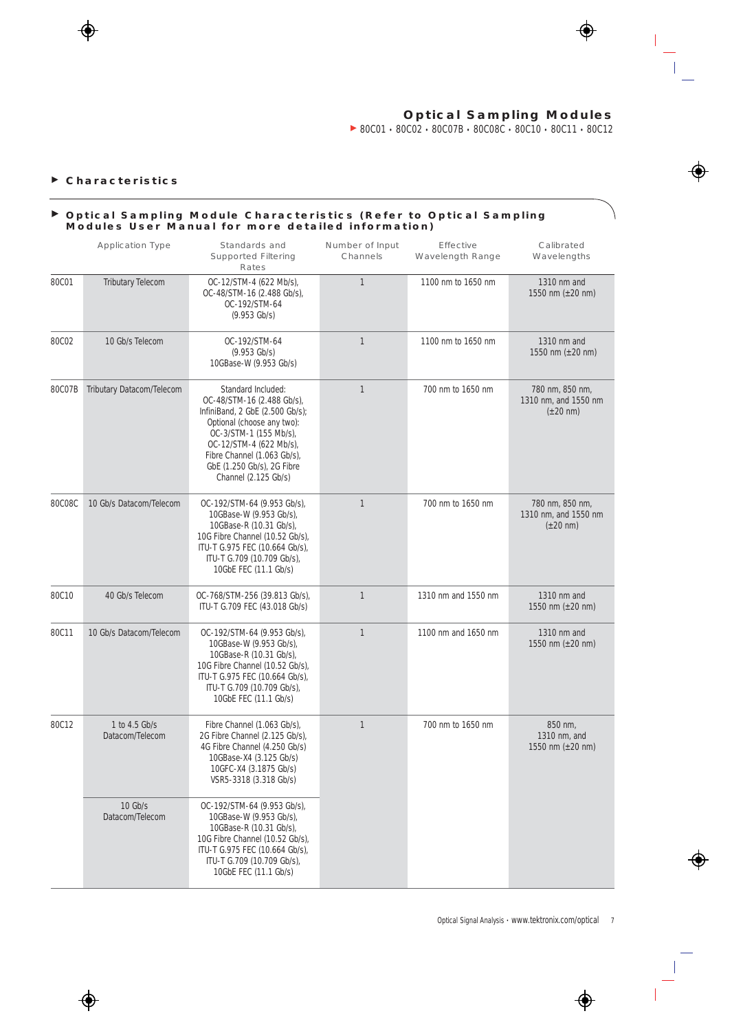# Optical Sampling Modules

80C01 • 80C02 • 80C07B • 80C08C • 80C10 • 80C11 • 80C12

## Characteristics

### Optical Sampling Module Characteristics (Refer to Optical Sampling Modules User Manual for more detailed information)

| | Application Type | Standards and Supported Filtering Rates | Number of Input Channels | Effective Wavelength Range | Calibrated Wavelengths |
|---|---|---|---|---|---|
| 80C01 | Tributary Telecom | OC-12/STM-4 (622 Mb/s), OC-48/STM-16 (2.488 Gb/s), OC-192/STM-64 (9.953 Gb/s) | 1 | 1100 nm to 1650 nm | 1310 nm and 1550 nm (±20 nm) |
| 80C02 | 10 Gb/s Telecom | OC-192/STM-64 (9.953 Gb/s) 10GBase-W (9.953 Gb/s) | 1 | 1100 nm to 1650 nm | 1310 nm and 1550 nm (±20 nm) |
| 80C07B | Tributary Datacom/Telecom | Standard Included: OC-48/STM-16 (2.488 Gb/s), InfiniBand, 2 GbE (2.500 Gb/s); Optional (choose any two): OC-3/STM-1 (155 Mb/s), OC-12/STM-4 (622 Mb/s), Fibre Channel (1.063 Gb/s), GbE (1.250 Gb/s), 2G Fibre Channel (2.125 Gb/s) | 1 | 700 nm to 1650 nm | 780 nm, 850 nm, 1310 nm, and 1550 nm (±20 nm) |
| 80C08C | 10 Gb/s Datacom/Telecom | OC-192/STM-64 (9.953 Gb/s), 10GBase-W (9.953 Gb/s), 10GBase-R (10.31 Gb/s), 10G Fibre Channel (10.52 Gb/s), ITU-T G.975 FEC (10.664 Gb/s), ITU-T G.709 (10.709 Gb/s), 10GbE FEC (11.1 Gb/s) | 1 | 700 nm to 1650 nm | 780 nm, 850 nm, 1310 nm, and 1550 nm (±20 nm) |
| 80C10 | 40 Gb/s Telecom | OC-768/STM-256 (39.813 Gb/s), ITU-T G.709 FEC (43.018 Gb/s) | 1 | 1310 nm and 1550 nm | 1310 nm and 1550 nm (±20 nm) |
| 80C11 | 10 Gb/s Datacom/Telecom | OC-192/STM-64 (9.953 Gb/s), 10GBase-W (9.953 Gb/s), 10GBase-R (10.31 Gb/s), 10G Fibre Channel (10.52 Gb/s), ITU-T G.975 FEC (10.664 Gb/s), ITU-T G.709 (10.709 Gb/s), 10GbE FEC (11.1 Gb/s) | 1 | 1100 nm and 1650 nm | 1310 nm and 1550 nm (±20 nm) |
| 80C12 | 1 to 4.5 Gb/s Datacom/Telecom | Fibre Channel (1.063 Gb/s), 2G Fibre Channel (2.125 Gb/s), 4G Fibre Channel (4.250 Gb/s) 10GBase-X4 (3.125 Gb/s) 10GFC-X4 (3.1875 Gb/s) VSR5-3318 (3.318 Gb/s) | 1 | 700 nm to 1650 nm | 850 nm, 1310 nm, and 1550 nm (±20 nm) |
| | 10 Gb/s Datacom/Telecom | OC-192/STM-64 (9.953 Gb/s), 10GBase-W (9.953 Gb/s), 10GBase-R (10.31 Gb/s), 10G Fibre Channel (10.52 Gb/s), ITU-T G.975 FEC (10.664 Gb/s), ITU-T G.709 (10.709 Gb/s), 10GbE FEC (11.1 Gb/s) | | | |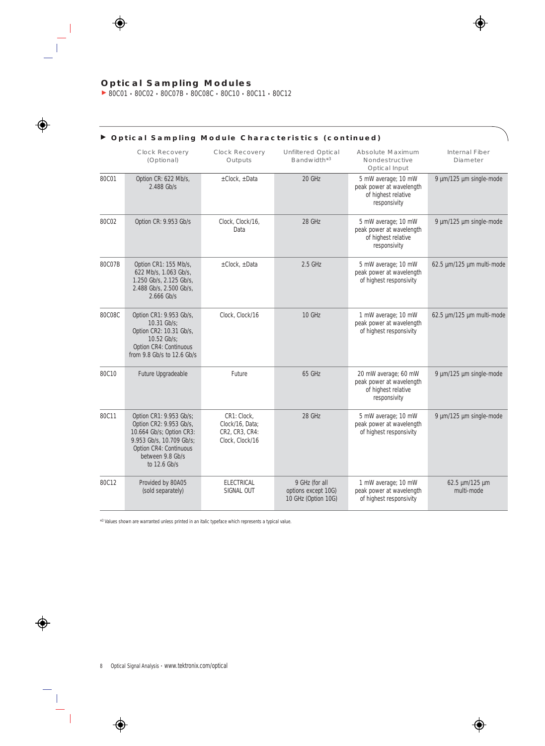## Optical Sampling Modules

▶ 80C01 • 80C02 • 80C07B • 80C08C • 80C10 • 80C11 • 80C12

### ▶ Optical Sampling Module Characteristics (continued)

| | Clock Recovery (Optional) | Clock Recovery Outputs | Unfiltered Optical Bandwidth*[3] | Absolute Maximum Nondestructive Optical Input | Internal Fiber Diameter |
|---|---|---|---|---|---|
| 80C01 | Option CR: 622 Mb/s, 2.488 Gb/s | ±Clock, ±Data | 20 GHz | 5 mW average; 10 mW peak power at wavelength of highest relative responsivity | 9 µm/125 µm single-mode |
| 80C02 | Option CR: 9.953 Gb/s | Clock, Clock/16, Data | 28 GHz | 5 mW average; 10 mW peak power at wavelength of highest relative responsivity | 9 µm/125 µm single-mode |
| 80C07B | Option CR1: 155 Mb/s, 622 Mb/s, 1.063 Gb/s, 1.250 Gb/s, 2.125 Gb/s, 2.488 Gb/s, 2.500 Gb/s, 2.666 Gb/s | ±Clock, ±Data | 2.5 GHz | 5 mW average; 10 mW peak power at wavelength of highest responsivity | 62.5 µm/125 µm multi-mode |
| 80C08C | Option CR1: 9.953 Gb/s, 10.31 Gb/s; Option CR2: 10.31 Gb/s, 10.52 Gb/s; Option CR4: Continuous from 9.8 Gb/s to 12.6 Gb/s | Clock, Clock/16 | 10 GHz | 1 mW average; 10 mW peak power at wavelength of highest responsivity | 62.5 µm/125 µm multi-mode |
| 80C10 | Future Upgradeable | Future | 65 GHz | 20 mW average; 60 mW peak power at wavelength of highest relative responsivity | 9 µm/125 µm single-mode |
| 80C11 | Option CR1: 9.953 Gb/s; Option CR2: 9.953 Gb/s, 10.664 Gb/s; Option CR3: 9.953 Gb/s, 10.709 Gb/s; Option CR4: Continuous between 9.8 Gb/s to 12.6 Gb/s | CR1: Clock, Clock/16, Data; CR2, CR3, CR4: Clock, Clock/16 | 28 GHz | 5 mW average; 10 mW peak power at wavelength of highest responsivity | 9 µm/125 µm single-mode |
| 80C12 | Provided by 80A05 (sold separately) | ELECTRICAL SIGNAL OUT | 9 GHz (for all options except 10G) 10 GHz (Option 10G) | 1 mW average; 10 mW peak power at wavelength of highest responsivity | 62.5 µm/125 µm multi-mode |

*[3] Values shown are warranted unless printed in an italic typeface which represents a typical value.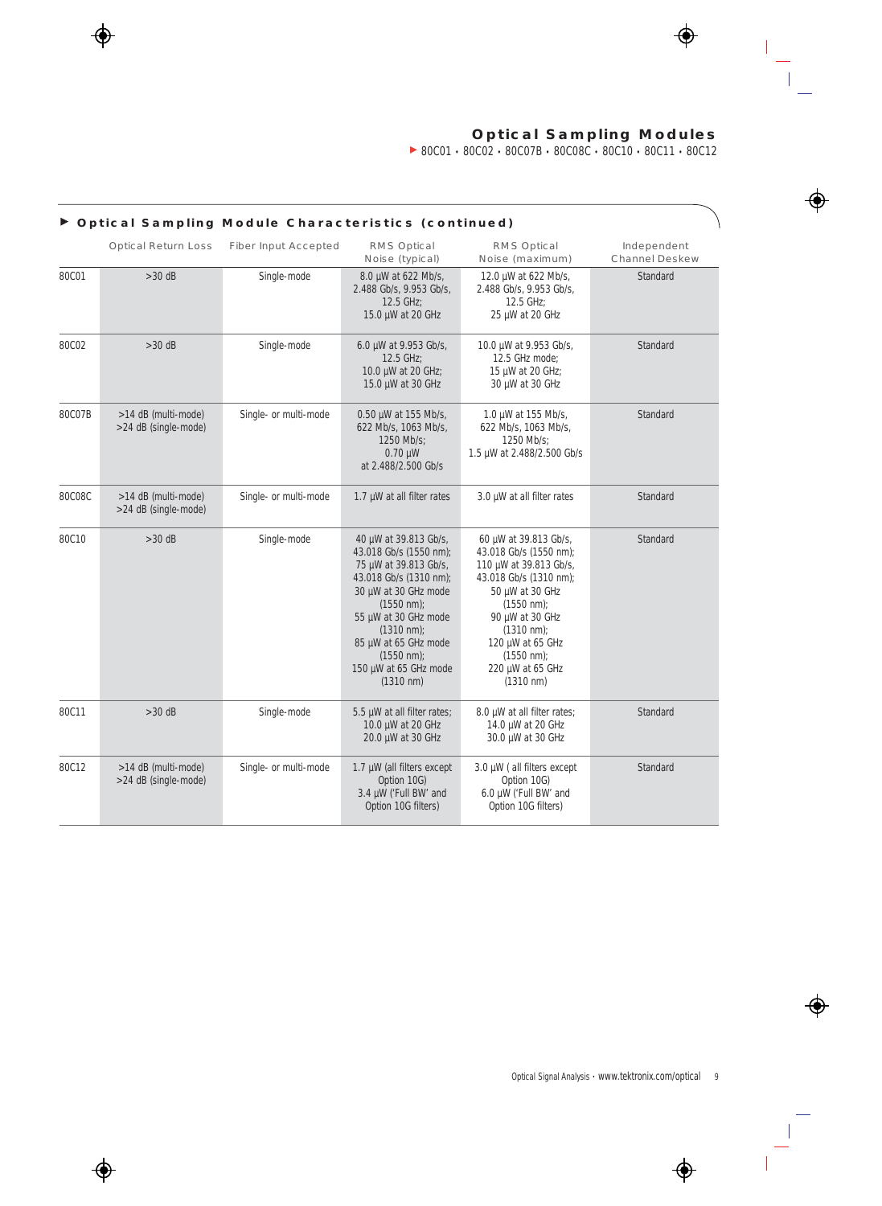# Optical Sampling Modules

▶ 80C01 • 80C02 • 80C07B • 80C08C • 80C10 • 80C11 • 80C12

## ▶ Optical Sampling Module Characteristics (continued)

| | Optical Return Loss | Fiber Input Accepted | RMS Optical Noise (typical) | RMS Optical Noise (maximum) | Independent Channel Deskew |
|---|---|---|---|---|---|
| 80C01 | >30 dB | Single-mode | 8.0 µW at 622 Mb/s, 2.488 Gb/s, 9.953 Gb/s, 12.5 GHz; 15.0 µW at 20 GHz | 12.0 µW at 622 Mb/s, 2.488 Gb/s, 9.953 Gb/s, 12.5 GHz; 25 µW at 20 GHz | Standard |
| 80C02 | >30 dB | Single-mode | 6.0 µW at 9.953 Gb/s, 12.5 GHz; 10.0 µW at 20 GHz; 15.0 µW at 30 GHz | 10.0 µW at 9.953 Gb/s, 12.5 GHz mode; 15 µW at 20 GHz; 30 µW at 30 GHz | Standard |
| 80C07B | >14 dB (multi-mode) >24 dB (single-mode) | Single- or multi-mode | 0.50 µW at 155 Mb/s, 622 Mb/s, 1063 Mb/s, 1250 Mb/s; 0.70 µW at 2.488/2.500 Gb/s | 1.0 µW at 155 Mb/s, 622 Mb/s, 1063 Mb/s, 1250 Mb/s; 1.5 µW at 2.488/2.500 Gb/s | Standard |
| 80C08C | >14 dB (multi-mode) >24 dB (single-mode) | Single- or multi-mode | 1.7 µW at all filter rates | 3.0 µW at all filter rates | Standard |
| 80C10 | >30 dB | Single-mode | 40 µW at 39.813 Gb/s, 43.018 Gb/s (1550 nm); 75 µW at 39.813 Gb/s, 43.018 Gb/s (1310 nm); 30 µW at 30 GHz mode (1550 nm); 55 µW at 30 GHz mode (1310 nm); 85 µW at 65 GHz mode (1550 nm); 150 µW at 65 GHz mode (1310 nm) | 60 µW at 39.813 Gb/s, 43.018 Gb/s (1550 nm); 110 µW at 39.813 Gb/s, 43.018 Gb/s (1310 nm); 50 µW at 30 GHz (1550 nm); 90 µW at 30 GHz (1310 nm); 120 µW at 65 GHz (1550 nm); 220 µW at 65 GHz (1310 nm) | Standard |
| 80C11 | >30 dB | Single-mode | 5.5 µW at all filter rates; 10.0 µW at 20 GHz 20.0 µW at 30 GHz | 8.0 µW at all filter rates; 14.0 µW at 20 GHz 30.0 µW at 30 GHz | Standard |
| 80C12 | >14 dB (multi-mode) >24 dB (single-mode) | Single- or multi-mode | 1.7 µW (all filters except Option 10G) 3.4 µW ('Full BW' and Option 10G filters) | 3.0 µW ( all filters except Option 10G) 6.0 µW ('Full BW' and Option 10G filters) | Standard |

Optical Signal Analysis • www.tektronix.com/optical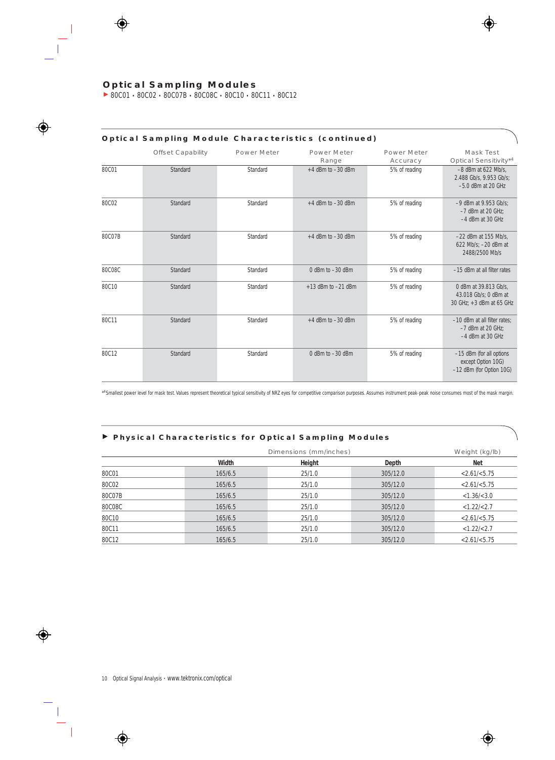# Optical Sampling Modules

▶ 80C01 • 80C02 • 80C07B • 80C08C • 80C10 • 80C11 • 80C12

## Optical Sampling Module Characteristics (continued)

| | Offset Capability | Power Meter | Power Meter Range | Power Meter Accuracy | Mask Test Optical Sensitivity*[4] |
|---|---|---|---|---|---|
| 80C01 | Standard | Standard | +4 dBm to –30 dBm | 5% of reading | –8 dBm at 622 Mb/s, 2.488 Gb/s, 9.953 Gb/s; –5.0 dBm at 20 GHz |
| 80C02 | Standard | Standard | +4 dBm to –30 dBm | 5% of reading | –9 dBm at 9.953 Gb/s; –7 dBm at 20 GHz; –4 dBm at 30 GHz |
| 80C07B | Standard | Standard | +4 dBm to –30 dBm | 5% of reading | –22 dBm at 155 Mb/s, 622 Mb/s; –20 dBm at 2488/2500 Mb/s |
| 80C08C | Standard | Standard | 0 dBm to –30 dBm | 5% of reading | –15 dBm at all filter rates |
| 80C10 | Standard | Standard | +13 dBm to –21 dBm | 5% of reading | 0 dBm at 39.813 Gb/s, 43.018 Gb/s; 0 dBm at 30 GHz; +3 dBm at 65 GHz |
| 80C11 | Standard | Standard | +4 dBm to –30 dBm | 5% of reading | –10 dBm at all filter rates; –7 dBm at 20 GHz; –4 dBm at 30 GHz |
| 80C12 | Standard | Standard | 0 dBm to –30 dBm | 5% of reading | –15 dBm (for all options except Option 10G) –12 dBm (for Option 10G) |

*[4] Smallest power level for mask test. Values represent theoretical typical sensitivity of NRZ eyes for competitive comparison purposes. Assumes instrument peak-peak noise consumes most of the mask margin.

## ▶ Physical Characteristics for Optical Sampling Modules

| | Dimensions (mm/inches) | | | Weight (kg/lb) |
|---|---|---|---|---|
| | **Width** | **Height** | **Depth** | **Net** |
| 80C01 | 165/6.5 | 25/1.0 | 305/12.0 | <2.61/<5.75 |
| 80C02 | 165/6.5 | 25/1.0 | 305/12.0 | <2.61/<5.75 |
| 80C07B | 165/6.5 | 25/1.0 | 305/12.0 | <1.36/<3.0 |
| 80C08C | 165/6.5 | 25/1.0 | 305/12.0 | <1.22/<2.7 |
| 80C10 | 165/6.5 | 25/1.0 | 305/12.0 | <2.61/<5.75 |
| 80C11 | 165/6.5 | 25/1.0 | 305/12.0 | <1.22/<2.7 |
| 80C12 | 165/6.5 | 25/1.0 | 305/12.0 | <2.61/<5.75 |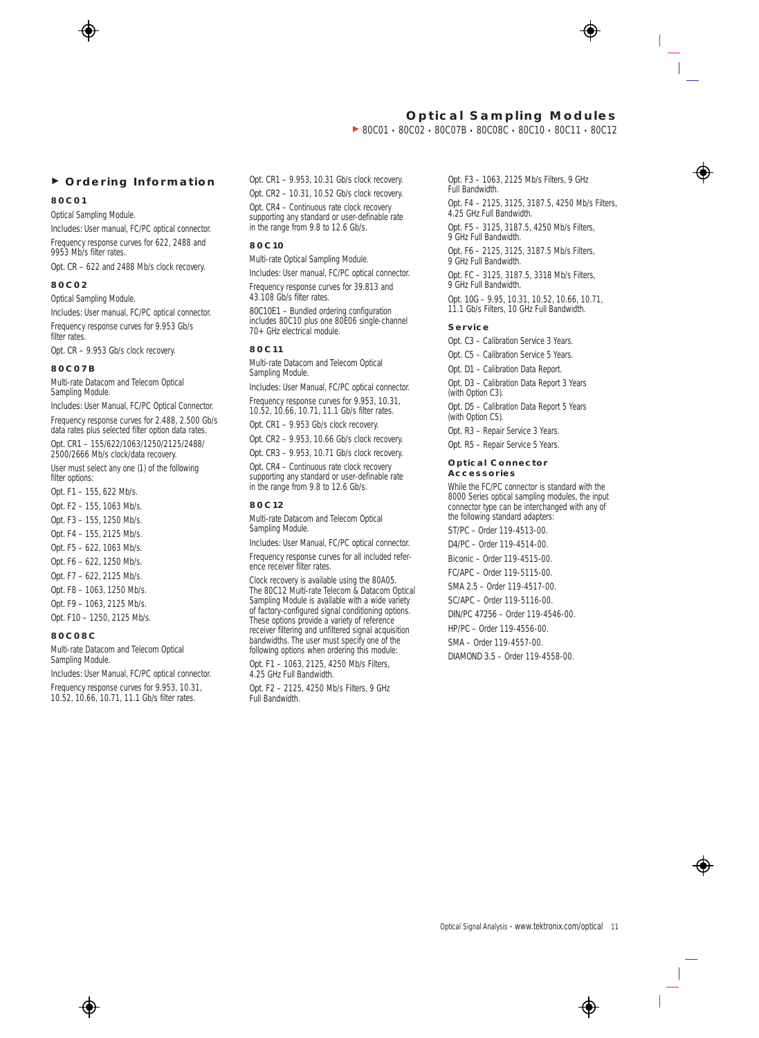# Optical Sampling Modules

▶ 80C01 • 80C02 • 80C07B • 80C08C • 80C10 • 80C11 • 80C12

## ▶ Ordering Information

### 80C01

Optical Sampling Module.

Includes: User manual, FC/PC optical connector.

Frequency response curves for 622, 2488 and 9953 Mb/s filter rates.

Opt. CR – 622 and 2488 Mb/s clock recovery.

### 80C02

Optical Sampling Module.

Includes: User manual, FC/PC optical connector.

Frequency response curves for 9.953 Gb/s filter rates.

Opt. CR – 9.953 Gb/s clock recovery.

### 80C07B

Multi-rate Datacom and Telecom Optical Sampling Module.

Includes: User Manual, FC/PC Optical Connector.

Frequency response curves for 2.488, 2.500 Gb/s data rates plus selected filter option data rates.

Opt. CR1 – 155/622/1063/1250/2125/2488/2500/2666 Mb/s clock/data recovery.

User must select any one (1) of the following filter options:

Opt. F1 – 155, 622 Mb/s.

Opt. F2 – 155, 1063 Mb/s.

Opt. F3 – 155, 1250 Mb/s.

Opt. F4 – 155, 2125 Mb/s.

Opt. F5 – 622, 1063 Mb/s.

Opt. F6 – 622, 1250 Mb/s.

Opt. F7 – 622, 2125 Mb/s.

Opt. F8 – 1063, 1250 Mb/s.

Opt. F9 – 1063, 2125 Mb/s.

Opt. F10 – 1250, 2125 Mb/s.

### 80C08C

Multi-rate Datacom and Telecom Optical Sampling Module.

Includes: User Manual, FC/PC optical connector.

Frequency response curves for 9.953, 10.31, 10.52, 10.66, 10.71, 11.1 Gb/s filter rates.

Opt. CR1 – 9.953, 10.31 Gb/s clock recovery.

Opt. CR2 – 10.31, 10.52 Gb/s clock recovery.

Opt. CR4 – Continuous rate clock recovery supporting any standard or user-definable rate in the range from 9.8 to 12.6 Gb/s.

### 80C10

Multi-rate Optical Sampling Module.

Includes: User manual, FC/PC optical connector.

Frequency response curves for 39.813 and 43.108 Gb/s filter rates.

80C10E1 – Bundled ordering configuration includes 80C10 plus one 80E06 single-channel 70+ GHz electrical module.

### 80C11

Multi-rate Datacom and Telecom Optical Sampling Module.

Includes: User Manual, FC/PC optical connector.

Frequency response curves for 9.953, 10.31, 10.52, 10.66, 10.71, 11.1 Gb/s filter rates.

Opt. CR1 – 9.953 Gb/s clock recovery.

Opt. CR2 – 9.953, 10.66 Gb/s clock recovery.

Opt. CR3 – 9.953, 10.71 Gb/s clock recovery.

Opt. CR4 – Continuous rate clock recovery supporting any standard or user-definable rate in the range from 9.8 to 12.6 Gb/s.

### 80C12

Multi-rate Datacom and Telecom Optical Sampling Module.

Includes: User Manual, FC/PC optical connector.

Frequency response curves for all included reference receiver filter rates.

Clock recovery is available using the 80A05. The 80C12 Multi-rate Telecom & Datacom Optical Sampling Module is available with a wide variety of factory-configured signal conditioning options. These options provide a variety of reference receiver filtering and unfiltered signal acquisition bandwidths. The user must specify one of the following options when ordering this module:

Opt. F1 – 1063, 2125, 4250 Mb/s Filters, 4.25 GHz Full Bandwidth.

Opt. F2 – 2125, 4250 Mb/s Filters, 9 GHz Full Bandwidth.

Opt. F3 – 1063, 2125 Mb/s Filters, 9 GHz Full Bandwidth.

Opt. F4 – 2125, 3125, 3187.5, 4250 Mb/s Filters, 4.25 GHz Full Bandwidth.

Opt. F5 – 3125, 3187.5, 4250 Mb/s Filters, 9 GHz Full Bandwidth.

Opt. F6 – 2125, 3125, 3187.5 Mb/s Filters, 9 GHz Full Bandwidth.

Opt. FC – 3125, 3187.5, 3318 Mb/s Filters, 9 GHz Full Bandwidth.

Opt. 10G – 9.95, 10.31, 10.52, 10.66, 10.71, 11.1 Gb/s Filters, 10 GHz Full Bandwidth.

### Service

Opt. C3 – Calibration Service 3 Years.

Opt. C5 – Calibration Service 5 Years.

Opt. D1 – Calibration Data Report.

Opt. D3 – Calibration Data Report 3 Years (with Option C3).

Opt. D5 – Calibration Data Report 5 Years (with Option C5).

Opt. R3 – Repair Service 3 Years.

Opt. R5 – Repair Service 5 Years.

### Optical Connector Accessories

While the FC/PC connector is standard with the 8000 Series optical sampling modules, the input connector type can be interchanged with any of the following standard adapters:

ST/PC – Order 119-4513-00.

D4/PC – Order 119-4514-00.

Biconic – Order 119-4515-00.

FC/APC – Order 119-5115-00.

SMA 2.5 – Order 119-4517-00.

SC/APC – Order 119-5116-00.

DIN/PC 47256 – Order 119-4546-00.

HP/PC – Order 119-4556-00.

SMA – Order 119-4557-00.

DIAMOND 3.5 – Order 119-4558-00.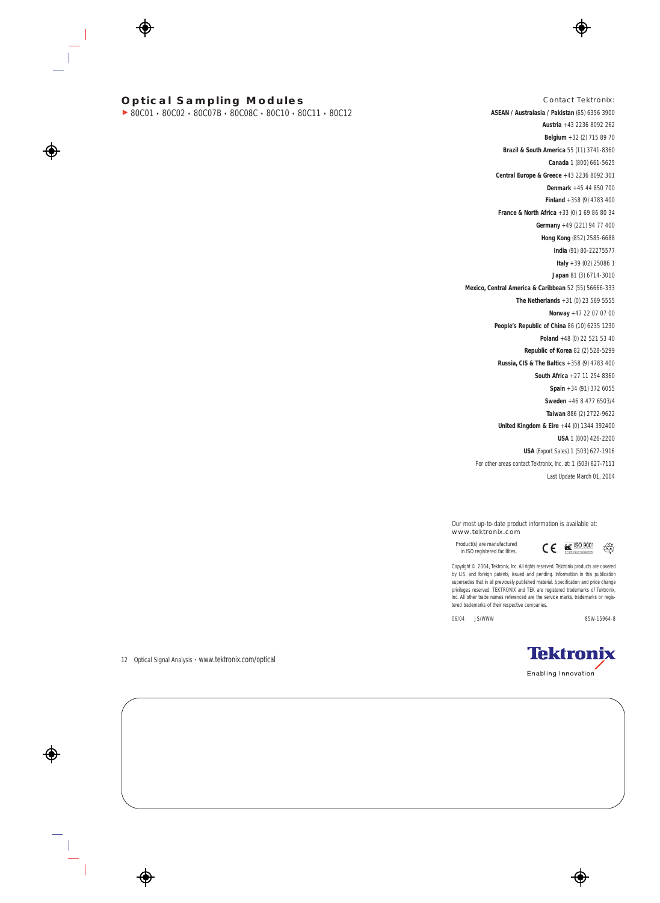# Optical Sampling Modules

▶ 80C01 • 80C02 • 80C07B • 80C08C • 80C10 • 80C11 • 80C12

Contact Tektronix:

**ASEAN / Australasia / Pakistan** (65) 6356 3900

**Austria** +43 2236 8092 262

**Belgium** +32 (2) 715 89 70

**Brazil & South America** 55 (11) 3741-8360

**Canada** 1 (800) 661-5625

**Central Europe & Greece** +43 2236 8092 301

**Denmark** +45 44 850 700

**Finland** +358 (9) 4783 400

**France & North Africa** +33 (0) 1 69 86 80 34

**Germany** +49 (221) 94 77 400

**Hong Kong** (852) 2585-6688

**India** (91) 80-22275577

**Italy** +39 (02) 25086 1

**Japan** 81 (3) 6714-3010

**Mexico, Central America & Caribbean** 52 (55) 56666-333

**The Netherlands** +31 (0) 23 569 5555

**Norway** +47 22 07 07 00

**People's Republic of China** 86 (10) 6235 1230

**Poland** +48 (0) 22 521 53 40

**Republic of Korea** 82 (2) 528-5299

**Russia, CIS & The Baltics** +358 (9) 4783 400

**South Africa** +27 11 254 8360

**Spain** +34 (91) 372 6055

**Sweden** +46 8 477 6503/4

**Taiwan** 886 (2) 2722-9622

**United Kingdom & Eire** +44 (0) 1344 392400

**USA** 1 (800) 426-2200

**USA** (Export Sales) 1 (503) 627-1916

For other areas contact Tektronix, Inc. at: 1 (503) 627-7111

Last Update March 01, 2004

Our most up-to-date product information is available at:
www.tektronix.com

Product(s) are manufactured in ISO registered facilities.

Copyright © 2004, Tektronix, Inc. All rights reserved. Tektronix products are covered by U.S. and foreign patents, issued and pending. Information in this publication supersedes that in all previously published material. Specification and price change privileges reserved. TEKTRONIX and TEK are registered trademarks of Tektronix, Inc. All other trade names referenced are the service marks, trademarks or registered trademarks of their respective companies.

06/04 JS/WWW 85W-15964-8

Tektronix
Enabling Innovation